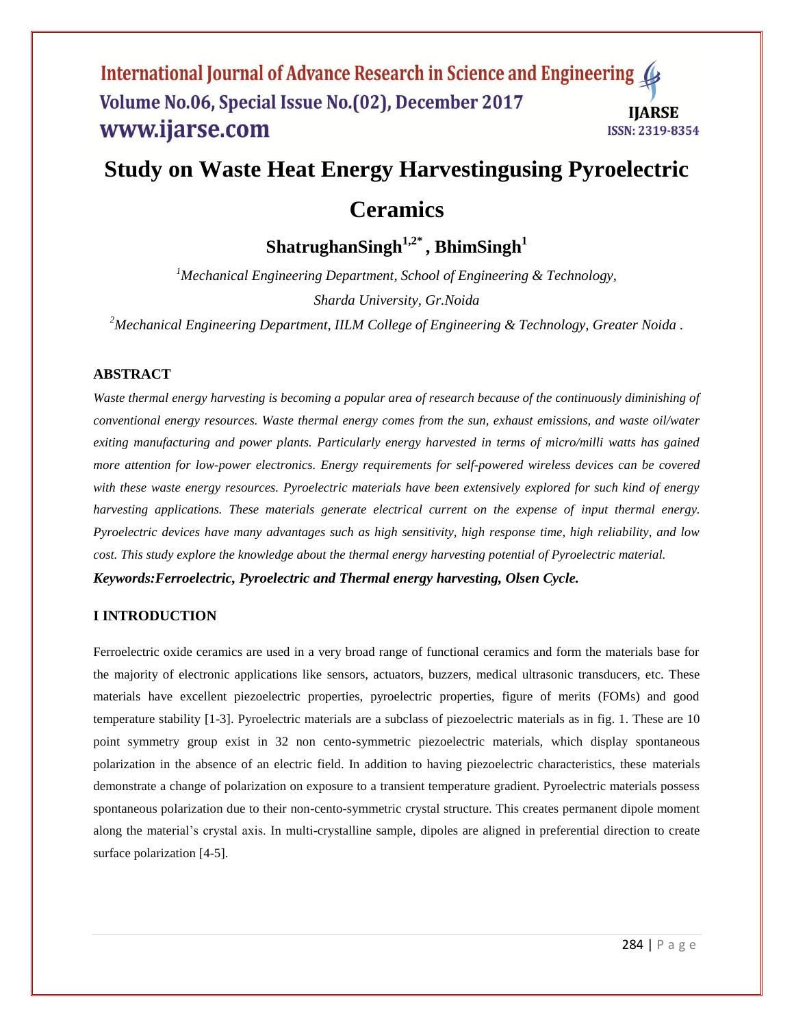# Study on Waste Heat Energy Harvestingusing Pyroelectric Ceramics

**ShatrughanSingh[1,2*] , BhimSingh[1]**

[1]*Mechanical Engineering Department, School of Engineering & Technology, Sharda University, Gr.Noida*

[2]*Mechanical Engineering Department, IILM College of Engineering & Technology, Greater Noida .*

## ABSTRACT

*Waste thermal energy harvesting is becoming a popular area of research because of the continuously diminishing of conventional energy resources. Waste thermal energy comes from the sun, exhaust emissions, and waste oil/water exiting manufacturing and power plants. Particularly energy harvested in terms of micro/milli watts has gained more attention for low-power electronics. Energy requirements for self-powered wireless devices can be covered with these waste energy resources. Pyroelectric materials have been extensively explored for such kind of energy harvesting applications. These materials generate electrical current on the expense of input thermal energy. Pyroelectric devices have many advantages such as high sensitivity, high response time, high reliability, and low cost. This study explore the knowledge about the thermal energy harvesting potential of Pyroelectric material.*

***Keywords:Ferroelectric, Pyroelectric and Thermal energy harvesting, Olsen Cycle.***

## I INTRODUCTION

Ferroelectric oxide ceramics are used in a very broad range of functional ceramics and form the materials base for the majority of electronic applications like sensors, actuators, buzzers, medical ultrasonic transducers, etc. These materials have excellent piezoelectric properties, pyroelectric properties, figure of merits (FOMs) and good temperature stability [1-3]. Pyroelectric materials are a subclass of piezoelectric materials as in fig. 1. These are 10 point symmetry group exist in 32 non cento-symmetric piezoelectric materials, which display spontaneous polarization in the absence of an electric field. In addition to having piezoelectric characteristics, these materials demonstrate a change of polarization on exposure to a transient temperature gradient. Pyroelectric materials possess spontaneous polarization due to their non-cento-symmetric crystal structure. This creates permanent dipole moment along the material's crystal axis. In multi-crystalline sample, dipoles are aligned in preferential direction to create surface polarization [4-5].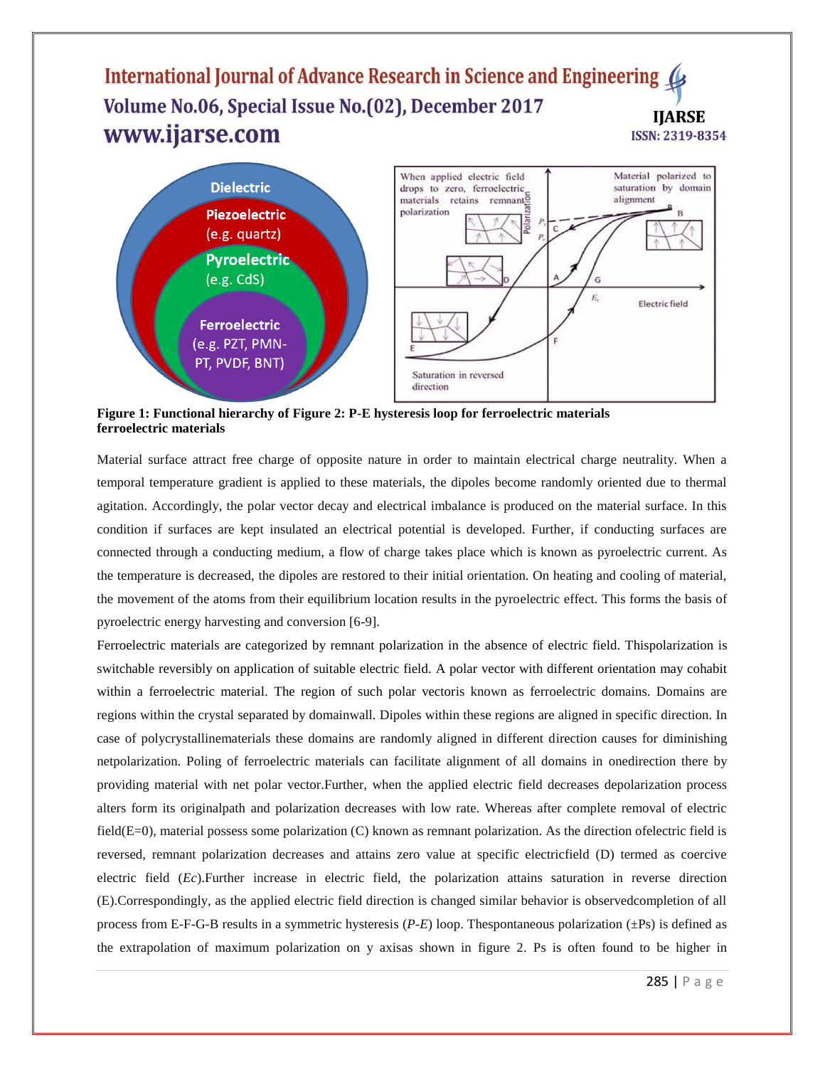Figure 1: Functional hierarchy of ferroelectric materials

Figure 2: P-E hysteresis loop for ferroelectric materials

Material surface attract free charge of opposite nature in order to maintain electrical charge neutrality. When a temporal temperature gradient is applied to these materials, the dipoles become randomly oriented due to thermal agitation. Accordingly, the polar vector decay and electrical imbalance is produced on the material surface. In this condition if surfaces are kept insulated an electrical potential is developed. Further, if conducting surfaces are connected through a conducting medium, a flow of charge takes place which is known as pyroelectric current. As the temperature is decreased, the dipoles are restored to their initial orientation. On heating and cooling of material, the movement of the atoms from their equilibrium location results in the pyroelectric effect. This forms the basis of pyroelectric energy harvesting and conversion [6-9].

Ferroelectric materials are categorized by remnant polarization in the absence of electric field. Thispolarization is switchable reversibly on application of suitable electric field. A polar vector with different orientation may cohabit within a ferroelectric material. The region of such polar vectoris known as ferroelectric domains. Domains are regions within the crystal separated by domainwall. Dipoles within these regions are aligned in specific direction. In case of polycrystallinematerials these domains are randomly aligned in different direction causes for diminishing netpolarization. Poling of ferroelectric materials can facilitate alignment of all domains in onedirection there by providing material with net polar vector.Further, when the applied electric field decreases depolarization process alters form its originalpath and polarization decreases with low rate. Whereas after complete removal of electric field(E=0), material possess some polarization (C) known as remnant polarization. As the direction ofelectric field is reversed, remnant polarization decreases and attains zero value at specific electricfield (D) termed as coercive electric field (*Ec*).Further increase in electric field, the polarization attains saturation in reverse direction (E).Correspondingly, as the applied electric field direction is changed similar behavior is observedcompletion of all process from E-F-G-B results in a symmetric hysteresis (*P-E*) loop. Thespontaneous polarization (±Ps) is defined as the extrapolation of maximum polarization on y axisas shown in figure 2. Ps is often found to be higher in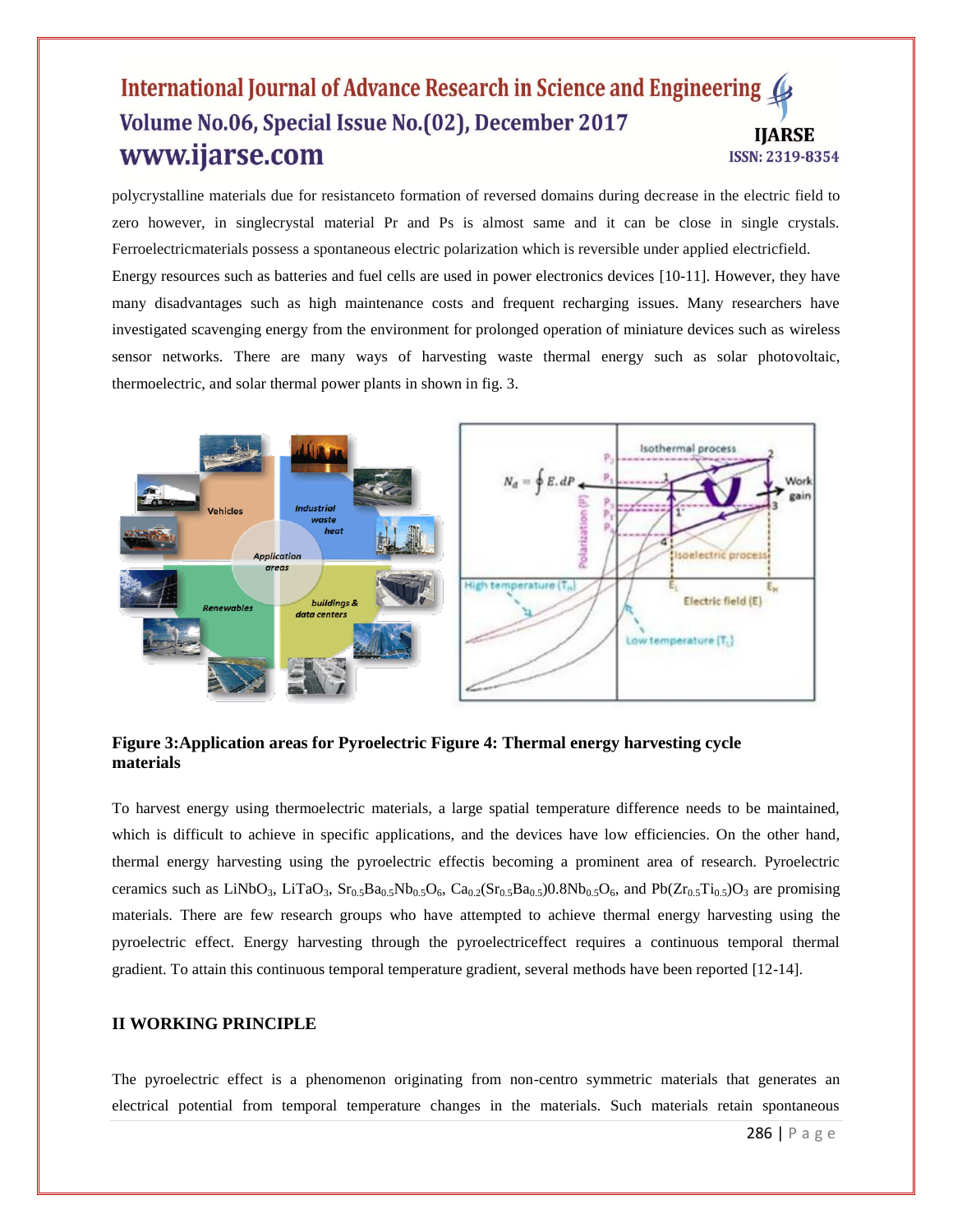polycrystalline materials due for resistanceto formation of reversed domains during decrease in the electric field to zero however, in singlecrystal material Pr and Ps is almost same and it can be close in single crystals. Ferroelectricmaterials possess a spontaneous electric polarization which is reversible under applied electricfield.

Energy resources such as batteries and fuel cells are used in power electronics devices [10-11]. However, they have many disadvantages such as high maintenance costs and frequent recharging issues. Many researchers have investigated scavenging energy from the environment for prolonged operation of miniature devices such as wireless sensor networks. There are many ways of harvesting waste thermal energy such as solar photovoltaic, thermoelectric, and solar thermal power plants in shown in fig. 3.

**Figure 3:Application areas for Pyroelectric materials** **Figure 4: Thermal energy harvesting cycle**

To harvest energy using thermoelectric materials, a large spatial temperature difference needs to be maintained, which is difficult to achieve in specific applications, and the devices have low efficiencies. On the other hand, thermal energy harvesting using the pyroelectric effectis becoming a prominent area of research. Pyroelectric ceramics such as $LiNbO_3$, $LiTaO_3$, $Sr_{0.5}Ba_{0.5}Nb_{0.5}O_6$, $Ca_{0.2}(Sr_{0.5}Ba_{0.5})0.8Nb_{0.5}O_6$, and $Pb(Zr_{0.5}Ti_{0.5})O_3$ are promising materials. There are few research groups who have attempted to achieve thermal energy harvesting using the pyroelectric effect. Energy harvesting through the pyroelectriceffect requires a continuous temporal thermal gradient. To attain this continuous temporal temperature gradient, several methods have been reported [12-14].

## II WORKING PRINCIPLE

The pyroelectric effect is a phenomenon originating from non-centro symmetric materials that generates an electrical potential from temporal temperature changes in the materials. Such materials retain spontaneous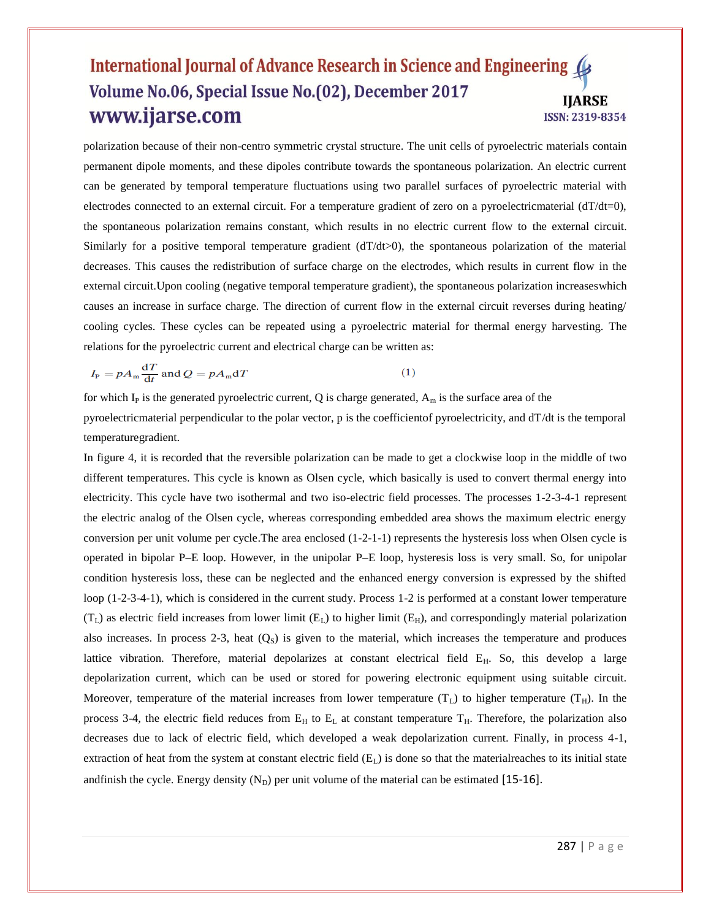polarization because of their non-centro symmetric crystal structure. The unit cells of pyroelectric materials contain permanent dipole moments, and these dipoles contribute towards the spontaneous polarization. An electric current can be generated by temporal temperature fluctuations using two parallel surfaces of pyroelectric material with electrodes connected to an external circuit. For a temperature gradient of zero on a pyroelectricmaterial ($dT/dt=0$), the spontaneous polarization remains constant, which results in no electric current flow to the external circuit. Similarly for a positive temporal temperature gradient ($dT/dt>0$), the spontaneous polarization of the material decreases. This causes the redistribution of surface charge on the electrodes, which results in current flow in the external circuit.Upon cooling (negative temporal temperature gradient), the spontaneous polarization increaseswhich causes an increase in surface charge. The direction of current flow in the external circuit reverses during heating/ cooling cycles. These cycles can be repeated using a pyroelectric material for thermal energy harvesting. The relations for the pyroelectric current and electrical charge can be written as:

$$I_P = pA_m \frac{dT}{dt} \text{ and } Q = pA_m dT \qquad (1)$$

for which $I_P$ is the generated pyroelectric current, Q is charge generated, $A_m$ is the surface area of the pyroelectricmaterial perpendicular to the polar vector, p is the coefficientof pyroelectricity, and $dT/dt$ is the temporal temperaturegradient.

In figure 4, it is recorded that the reversible polarization can be made to get a clockwise loop in the middle of two different temperatures. This cycle is known as Olsen cycle, which basically is used to convert thermal energy into electricity. This cycle have two isothermal and two iso-electric field processes. The processes 1-2-3-4-1 represent the electric analog of the Olsen cycle, whereas corresponding embedded area shows the maximum electric energy conversion per unit volume per cycle.The area enclosed (1-2-1-1) represents the hysteresis loss when Olsen cycle is operated in bipolar P–E loop. However, in the unipolar P–E loop, hysteresis loss is very small. So, for unipolar condition hysteresis loss, these can be neglected and the enhanced energy conversion is expressed by the shifted loop (1-2-3-4-1), which is considered in the current study. Process 1-2 is performed at a constant lower temperature ($T_L$) as electric field increases from lower limit ($E_L$) to higher limit ($E_H$), and correspondingly material polarization also increases. In process 2-3, heat ($Q_S$) is given to the material, which increases the temperature and produces lattice vibration. Therefore, material depolarizes at constant electrical field $E_H$. So, this develop a large depolarization current, which can be used or stored for powering electronic equipment using suitable circuit. Moreover, temperature of the material increases from lower temperature ($T_L$) to higher temperature ($T_H$). In the process 3-4, the electric field reduces from $E_H$ to $E_L$ at constant temperature $T_H$. Therefore, the polarization also decreases due to lack of electric field, which developed a weak depolarization current. Finally, in process 4-1, extraction of heat from the system at constant electric field ($E_L$) is done so that the materialreaches to its initial state andfinish the cycle. Energy density ($N_D$) per unit volume of the material can be estimated [15-16].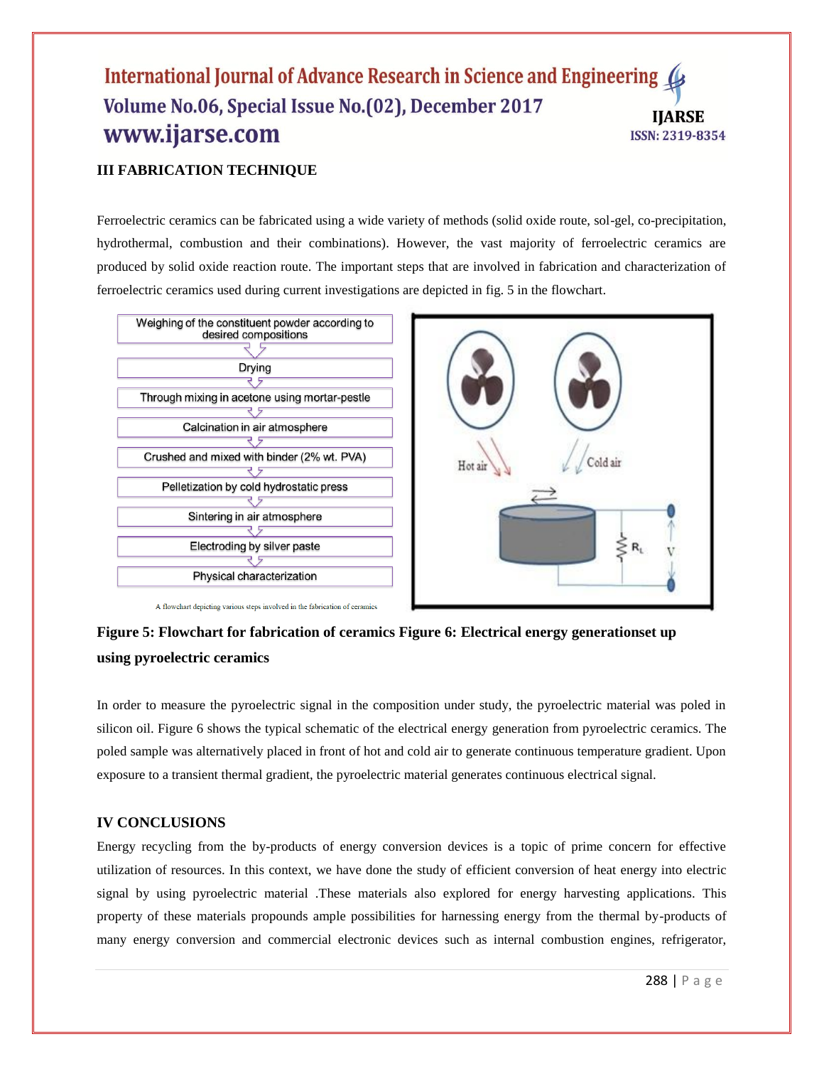## III FABRICATION TECHNIQUE

Ferroelectric ceramics can be fabricated using a wide variety of methods (solid oxide route, sol-gel, co-precipitation, hydrothermal, combustion and their combinations). However, the vast majority of ferroelectric ceramics are produced by solid oxide reaction route. The important steps that are involved in fabrication and characterization of ferroelectric ceramics used during current investigations are depicted in fig. 5 in the flowchart.

Weighing of the constituent powder according to desired compositions
↓
Drying
↓
Through mixing in acetone using mortar-pestle
↓
Calcination in air atmosphere
↓
Crushed and mixed with binder (2% wt. PVA)
↓
Pelletization by cold hydrostatic press
↓
Sintering in air atmosphere
↓
Electroding by silver paste
↓
Physical characterization

A flowchart depicting various steps involved in the fabrication of ceramics

Hot air — Cold air — $R_L$ — V

**Figure 5: Flowchart for fabrication of ceramics Figure 6: Electrical energy generationset up using pyroelectric ceramics**

In order to measure the pyroelectric signal in the composition under study, the pyroelectric material was poled in silicon oil. Figure 6 shows the typical schematic of the electrical energy generation from pyroelectric ceramics. The poled sample was alternatively placed in front of hot and cold air to generate continuous temperature gradient. Upon exposure to a transient thermal gradient, the pyroelectric material generates continuous electrical signal.

## IV CONCLUSIONS

Energy recycling from the by-products of energy conversion devices is a topic of prime concern for effective utilization of resources. In this context, we have done the study of efficient conversion of heat energy into electric signal by using pyroelectric material .These materials also explored for energy harvesting applications. This property of these materials propounds ample possibilities for harnessing energy from the thermal by-products of many energy conversion and commercial electronic devices such as internal combustion engines, refrigerator,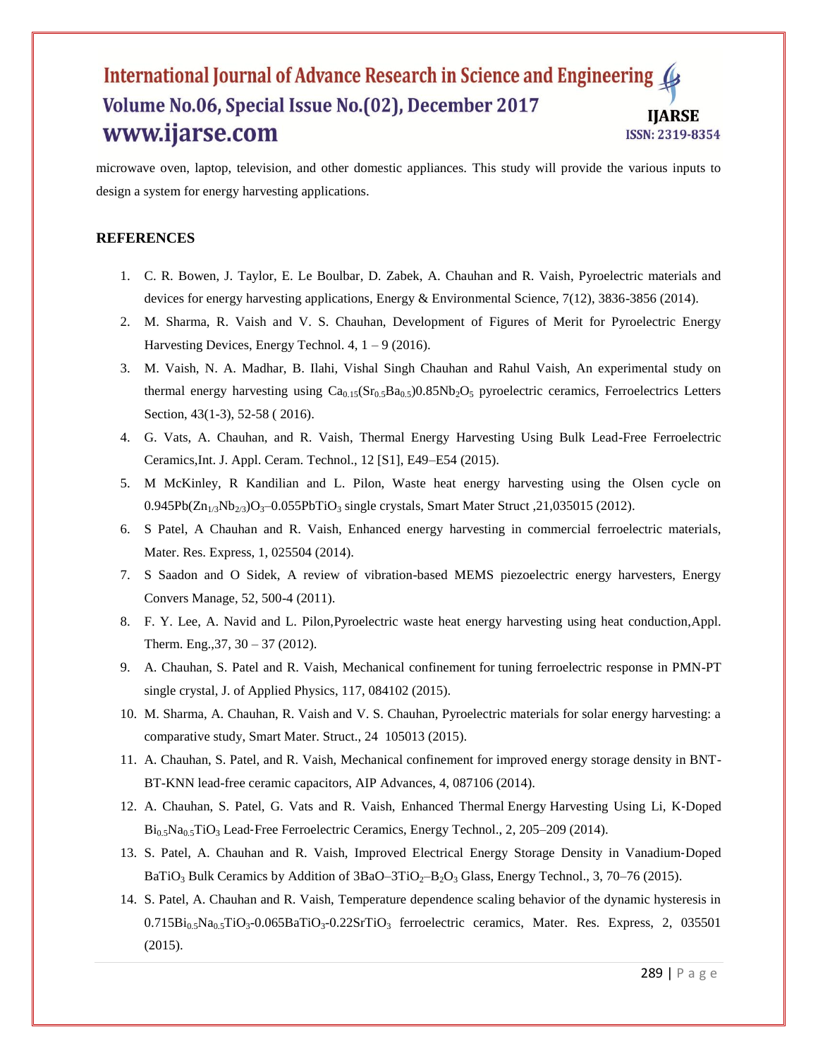microwave oven, laptop, television, and other domestic appliances. This study will provide the various inputs to design a system for energy harvesting applications.

## REFERENCES

1. C. R. Bowen, J. Taylor, E. Le Boulbar, D. Zabek, A. Chauhan and R. Vaish, Pyroelectric materials and devices for energy harvesting applications, Energy & Environmental Science, 7(12), 3836-3856 (2014).
2. M. Sharma, R. Vaish and V. S. Chauhan, Development of Figures of Merit for Pyroelectric Energy Harvesting Devices, Energy Technol. 4, 1 – 9 (2016).
3. M. Vaish, N. A. Madhar, B. Ilahi, Vishal Singh Chauhan and Rahul Vaish, An experimental study on thermal energy harvesting using $Ca_{0.15}(Sr_{0.5}Ba_{0.5})0.85Nb_2O_5$ pyroelectric ceramics, Ferroelectrics Letters Section, 43(1-3), 52-58 ( 2016).
4. G. Vats, A. Chauhan, and R. Vaish, Thermal Energy Harvesting Using Bulk Lead-Free Ferroelectric Ceramics,Int. J. Appl. Ceram. Technol., 12 [S1], E49–E54 (2015).
5. M McKinley, R Kandilian and L. Pilon, Waste heat energy harvesting using the Olsen cycle on $0.945Pb(Zn_{1/3}Nb_{2/3})O_3$–$0.055PbTiO_3$ single crystals, Smart Mater Struct ,21,035015 (2012).
6. S Patel, A Chauhan and R. Vaish, Enhanced energy harvesting in commercial ferroelectric materials, Mater. Res. Express, 1, 025504 (2014).
7. S Saadon and O Sidek, A review of vibration-based MEMS piezoelectric energy harvesters, Energy Convers Manage, 52, 500-4 (2011).
8. F. Y. Lee, A. Navid and L. Pilon,Pyroelectric waste heat energy harvesting using heat conduction,Appl. Therm. Eng.,37, 30 – 37 (2012).
9. A. Chauhan, S. Patel and R. Vaish, Mechanical confinement for tuning ferroelectric response in PMN-PT single crystal, J. of Applied Physics, 117, 084102 (2015).
10. M. Sharma, A. Chauhan, R. Vaish and V. S. Chauhan, Pyroelectric materials for solar energy harvesting: a comparative study, Smart Mater. Struct., 24 105013 (2015).
11. A. Chauhan, S. Patel, and R. Vaish, Mechanical confinement for improved energy storage density in BNT-BT-KNN lead-free ceramic capacitors, AIP Advances, 4, 087106 (2014).
12. A. Chauhan, S. Patel, G. Vats and R. Vaish, Enhanced Thermal Energy Harvesting Using Li, K-Doped $Bi_{0.5}Na_{0.5}TiO_3$ Lead-Free Ferroelectric Ceramics, Energy Technol., 2, 205–209 (2014).
13. S. Patel, A. Chauhan and R. Vaish, Improved Electrical Energy Storage Density in Vanadium-Doped $BaTiO_3$ Bulk Ceramics by Addition of $3BaO$–$3TiO_2$–$B_2O_3$ Glass, Energy Technol., 3, 70–76 (2015).
14. S. Patel, A. Chauhan and R. Vaish, Temperature dependence scaling behavior of the dynamic hysteresis in $0.715Bi_{0.5}Na_{0.5}TiO_3$-$0.065BaTiO_3$-$0.22SrTiO_3$ ferroelectric ceramics, Mater. Res. Express, 2, 035501 (2015).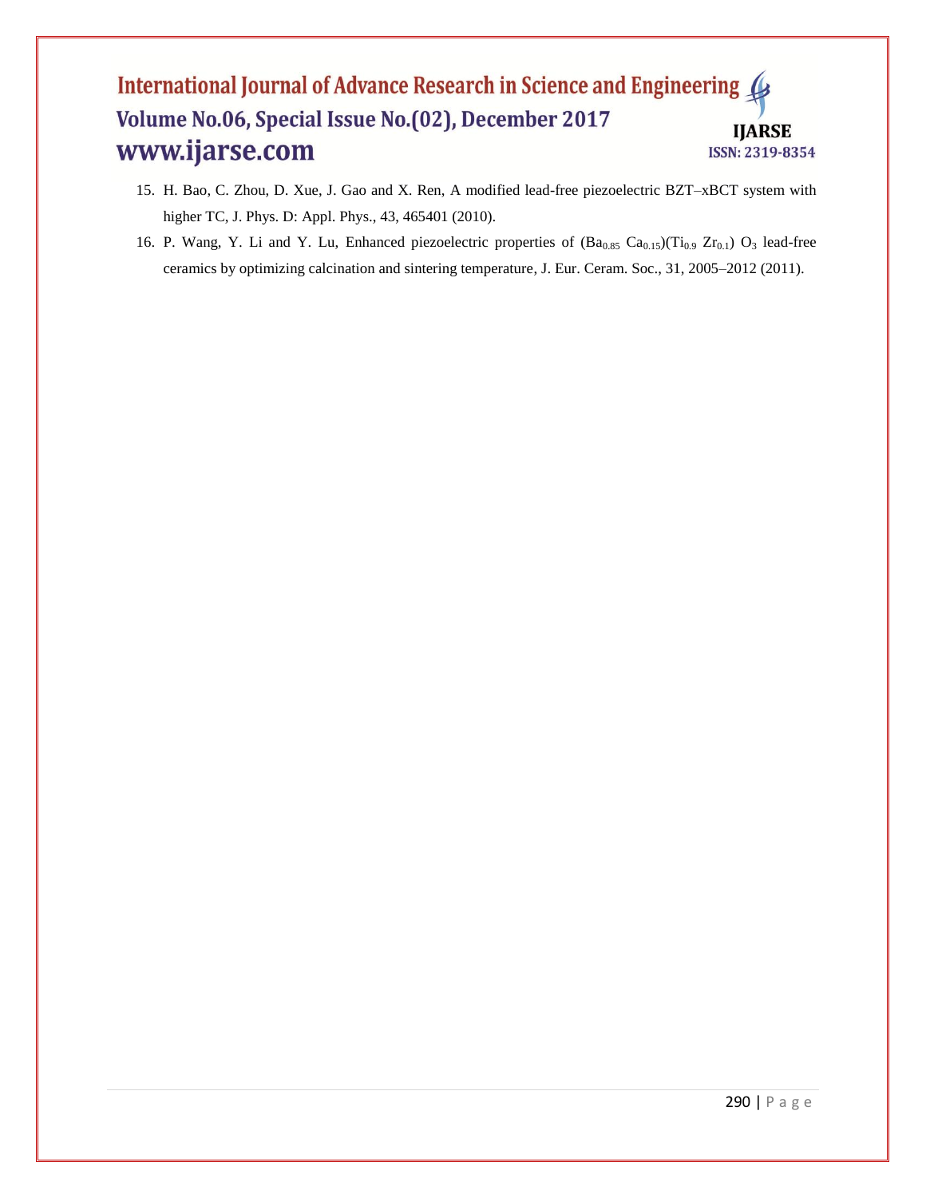15. H. Bao, C. Zhou, D. Xue, J. Gao and X. Ren, A modified lead-free piezoelectric BZT–xBCT system with higher TC, J. Phys. D: Appl. Phys., 43, 465401 (2010).
16. P. Wang, Y. Li and Y. Lu, Enhanced piezoelectric properties of $(Ba_{0.85}\ Ca_{0.15})(Ti_{0.9}\ Zr_{0.1})\ O_3$ lead-free ceramics by optimizing calcination and sintering temperature, J. Eur. Ceram. Soc., 31, 2005–2012 (2011).